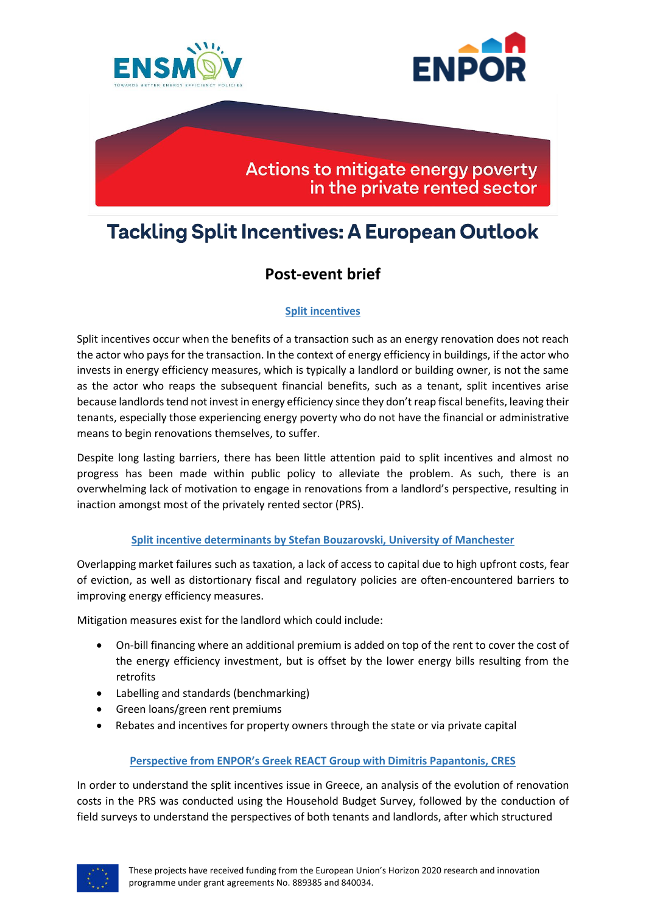Actions to mitigate energy poverty in the private rented sector

# Tackling Split Incentives: A European Outlook

## Post-event brief

### Split incentives

Split incentives occur when the benefits of a transaction such as an energy renovation does not reach the actor who pays for the transaction. In the context of energy efficiency in buildings, if the actor who invests in energy efficiency measures, which is typically a landlord or building owner, is not the same as the actor who reaps the subsequent financial benefits, such as a tenant, split incentives arise because landlords tend not invest in energy efficiency since they don't reap fiscal benefits, leaving their tenants, especially those experiencing energy poverty who do not have the financial or administrative means to begin renovations themselves, to suffer.

Despite long lasting barriers, there has been little attention paid to split incentives and almost no progress has been made within public policy to alleviate the problem. As such, there is an overwhelming lack of motivation to engage in renovations from a landlord's perspective, resulting in inaction amongst most of the privately rented sector (PRS).

### Split incentive determinants by Stefan Bouzarovski, University of Manchester

Overlapping market failures such as taxation, a lack of access to capital due to high upfront costs, fear of eviction, as well as distortionary fiscal and regulatory policies are often-encountered barriers to improving energy efficiency measures.

Mitigation measures exist for the landlord which could include:

- On-bill financing where an additional premium is added on top of the rent to cover the cost of the energy efficiency investment, but is offset by the lower energy bills resulting from the retrofits
- Labelling and standards (benchmarking)
- Green loans/green rent premiums
- Rebates and incentives for property owners through the state or via private capital

### Perspective from ENPOR's Greek REACT Group with Dimitris Papantonis, CRES

In order to understand the split incentives issue in Greece, an analysis of the evolution of renovation costs in the PRS was conducted using the Household Budget Survey, followed by the conduction of field surveys to understand the perspectives of both tenants and landlords, after which structured

These projects have received funding from the European Union's Horizon 2020 research and innovation programme under grant agreements No. 889385 and 840034.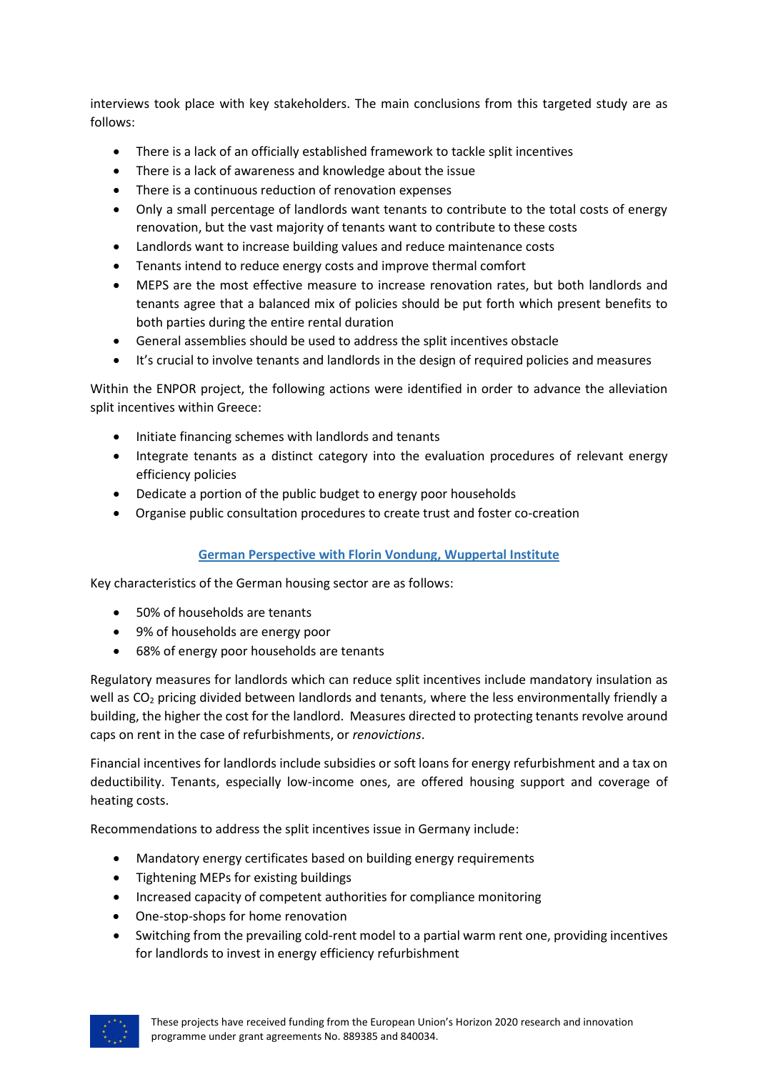interviews took place with key stakeholders. The main conclusions from this targeted study are as follows:

- There is a lack of an officially established framework to tackle split incentives
- There is a lack of awareness and knowledge about the issue
- There is a continuous reduction of renovation expenses
- Only a small percentage of landlords want tenants to contribute to the total costs of energy renovation, but the vast majority of tenants want to contribute to these costs
- Landlords want to increase building values and reduce maintenance costs
- Tenants intend to reduce energy costs and improve thermal comfort
- MEPS are the most effective measure to increase renovation rates, but both landlords and tenants agree that a balanced mix of policies should be put forth which present benefits to both parties during the entire rental duration
- General assemblies should be used to address the split incentives obstacle
- It's crucial to involve tenants and landlords in the design of required policies and measures

Within the ENPOR project, the following actions were identified in order to advance the alleviation split incentives within Greece:

- Initiate financing schemes with landlords and tenants
- Integrate tenants as a distinct category into the evaluation procedures of relevant energy efficiency policies
- Dedicate a portion of the public budget to energy poor households
- Organise public consultation procedures to create trust and foster co-creation

## German Perspective with Florin Vondung, Wuppertal Institute

Key characteristics of the German housing sector are as follows:

- 50% of households are tenants
- 9% of households are energy poor
- 68% of energy poor households are tenants

Regulatory measures for landlords which can reduce split incentives include mandatory insulation as well as $CO_2$ pricing divided between landlords and tenants, where the less environmentally friendly a building, the higher the cost for the landlord. Measures directed to protecting tenants revolve around caps on rent in the case of refurbishments, or *renovictions*.

Financial incentives for landlords include subsidies or soft loans for energy refurbishment and a tax on deductibility. Tenants, especially low-income ones, are offered housing support and coverage of heating costs.

Recommendations to address the split incentives issue in Germany include:

- Mandatory energy certificates based on building energy requirements
- Tightening MEPs for existing buildings
- Increased capacity of competent authorities for compliance monitoring
- One-stop-shops for home renovation
- Switching from the prevailing cold-rent model to a partial warm rent one, providing incentives for landlords to invest in energy efficiency refurbishment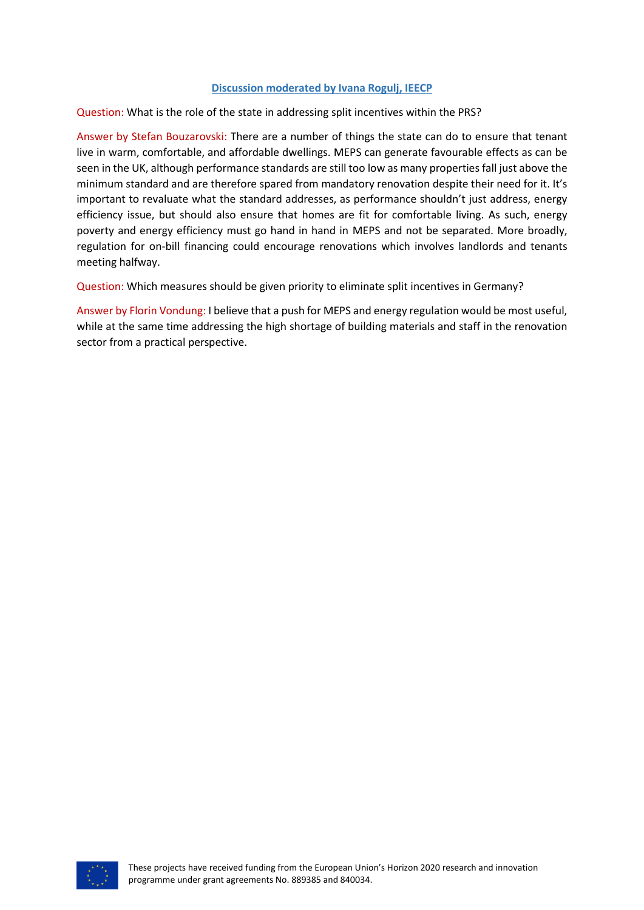**Discussion moderated by Ivana Rogulj, IEECP**

Question: What is the role of the state in addressing split incentives within the PRS?

Answer by Stefan Bouzarovski: There are a number of things the state can do to ensure that tenant live in warm, comfortable, and affordable dwellings. MEPS can generate favourable effects as can be seen in the UK, although performance standards are still too low as many properties fall just above the minimum standard and are therefore spared from mandatory renovation despite their need for it. It's important to revaluate what the standard addresses, as performance shouldn't just address, energy efficiency issue, but should also ensure that homes are fit for comfortable living. As such, energy poverty and energy efficiency must go hand in hand in MEPS and not be separated. More broadly, regulation for on-bill financing could encourage renovations which involves landlords and tenants meeting halfway.

Question: Which measures should be given priority to eliminate split incentives in Germany?

Answer by Florin Vondung: I believe that a push for MEPS and energy regulation would be most useful, while at the same time addressing the high shortage of building materials and staff in the renovation sector from a practical perspective.

These projects have received funding from the European Union's Horizon 2020 research and innovation programme under grant agreements No. 889385 and 840034.